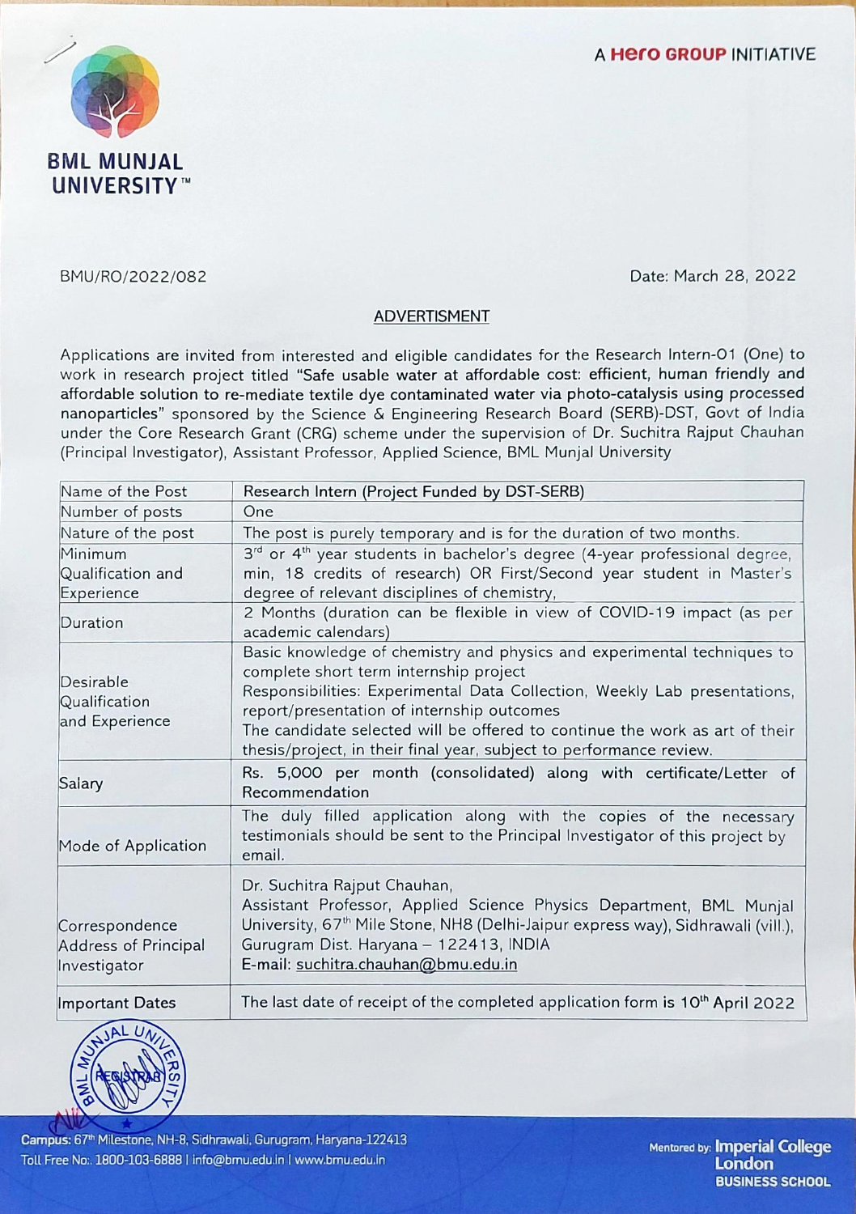A **Hero GROUP** INITIATIVE

**BML MUNJAL UNIVERSITY™**

BMU/RO/2022/082

Date: March 28, 2022

## ADVERTISMENT

Applications are invited from interested and eligible candidates for the Research Intern-01 (One) to work in research project titled "**Safe usable water at affordable cost: efficient, human friendly and affordable solution to re-mediate textile dye contaminated water via photo-catalysis using processed nanoparticles**" sponsored by the Science & Engineering Research Board (SERB)-DST, Govt of India under the Core Research Grant (CRG) scheme under the supervision of Dr. Suchitra Rajput Chauhan (Principal Investigator), Assistant Professor, Applied Science, BML Munjal University

| | |
|---|---|
| Name of the Post | Research Intern (Project Funded by DST-SERB) |
| Number of posts | One |
| Nature of the post | The post is purely temporary and is for the duration of two months. |
| Minimum Qualification and Experience | 3rd or 4th year students in bachelor's degree (4-year professional degree, min, 18 credits of research) OR First/Second year student in Master's degree of relevant disciplines of chemistry, |
| Duration | 2 Months (duration can be flexible in view of COVID-19 impact (as per academic calendars) |
| Desirable Qualification and Experience | Basic knowledge of chemistry and physics and experimental techniques to complete short term internship project<br>Responsibilities: Experimental Data Collection, Weekly Lab presentations, report/presentation of internship outcomes<br>The candidate selected will be offered to continue the work as art of their thesis/project, in their final year, subject to performance review. |
| Salary | Rs. 5,000 per month (consolidated) along with certificate/Letter of Recommendation |
| Mode of Application | The duly filled application along with the copies of the necessary testimonials should be sent to the Principal Investigator of this project by email. |
| Correspondence Address of Principal Investigator | Dr. Suchitra Rajput Chauhan,<br>Assistant Professor, Applied Science Physics Department, BML Munjal University, 67th Mile Stone, NH8 (Delhi-Jaipur express way), Sidhrawali (vill.), Gurugram Dist. Haryana – 122413, INDIA<br>E-mail: suchitra.chauhan@bmu.edu.in |
| Important Dates | The last date of receipt of the completed application form is 10th April 2022 |

REGISTRAR

**Campus:** 67th Milestone, NH-8, Sidhrawali, Gurugram, Haryana-122413
Toll Free No.: 1800-103-6888 | info@bmu.edu.in | www.bmu.edu.in

Mentored by: **Imperial College London BUSINESS SCHOOL**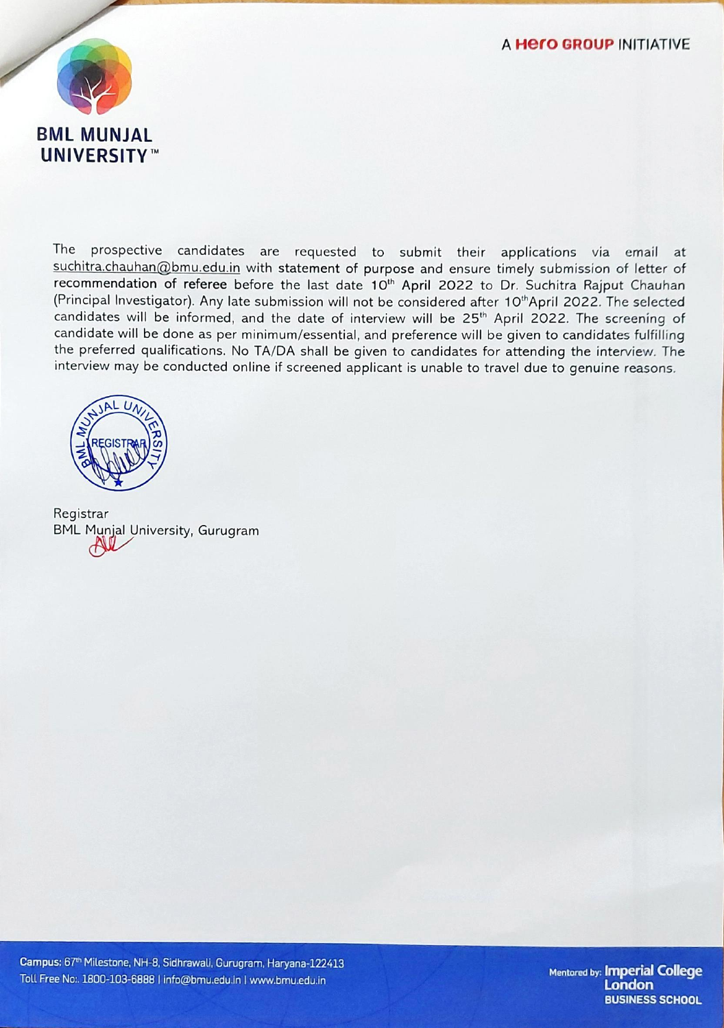The prospective candidates are requested to submit their applications via email at suchitra.chauhan@bmu.edu.in with **statement of purpose** and ensure timely submission of **letter of recommendation of referee** before the last date **10th April 2022** to Dr. Suchitra Rajput Chauhan (Principal Investigator). Any late submission will not be considered after 10th April 2022. The selected candidates will be informed, and the date of interview will be 25th April 2022. The screening of candidate will be done as per minimum/essential, and preference will be given to candidates fulfilling the preferred qualifications. No TA/DA shall be given to candidates for attending the interview. The interview may be conducted online if screened applicant is unable to travel due to genuine reasons.

Registrar
BML Munjal University, Gurugram